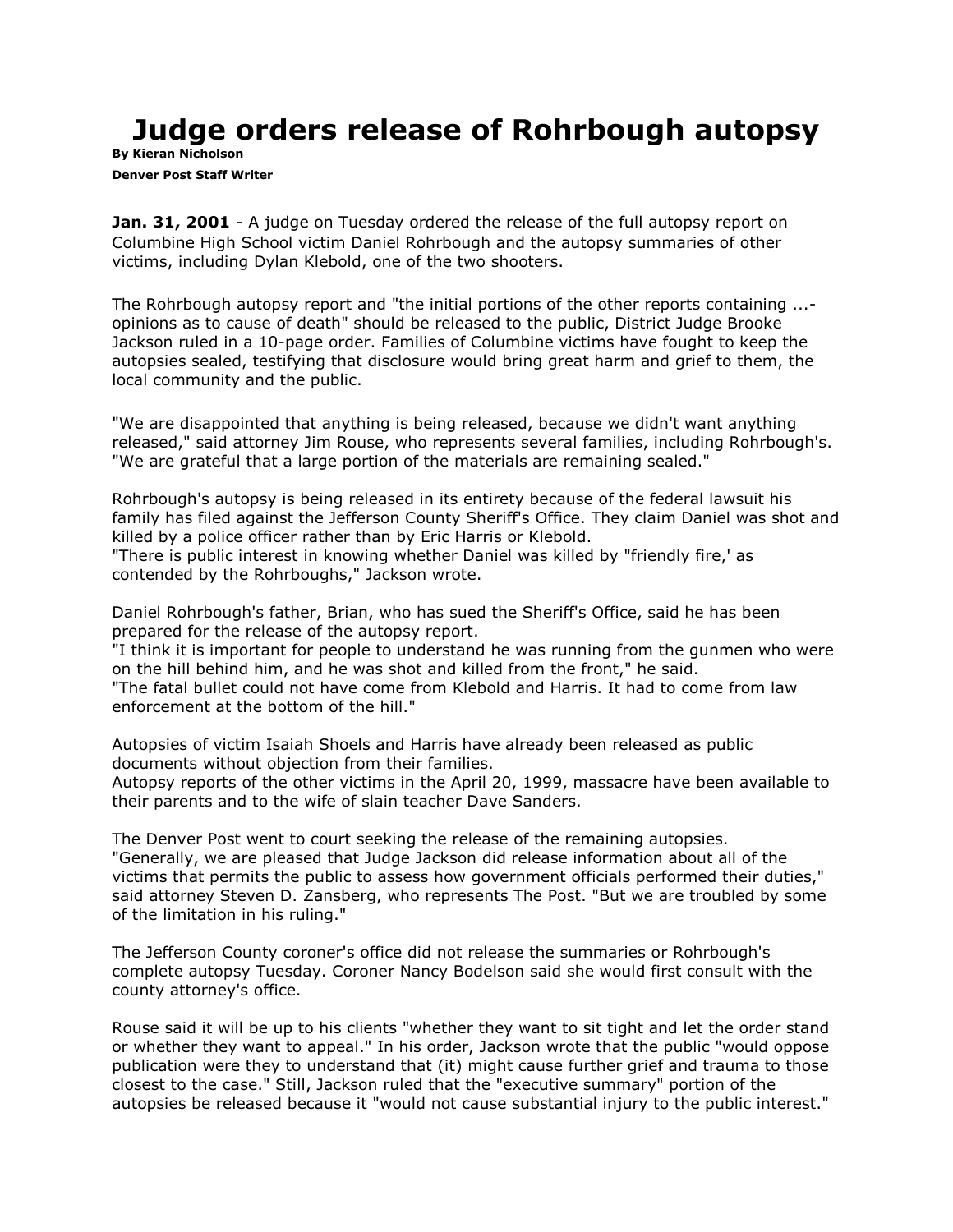# Judge orders release of Rohrbough autopsy

**By Kieran Nicholson**

**Denver Post Staff Writer**

**Jan. 31, 2001** - A judge on Tuesday ordered the release of the full autopsy report on Columbine High School victim Daniel Rohrbough and the autopsy summaries of other victims, including Dylan Klebold, one of the two shooters.

The Rohrbough autopsy report and "the initial portions of the other reports containing ...- opinions as to cause of death" should be released to the public, District Judge Brooke Jackson ruled in a 10-page order. Families of Columbine victims have fought to keep the autopsies sealed, testifying that disclosure would bring great harm and grief to them, the local community and the public.

"We are disappointed that anything is being released, because we didn't want anything released," said attorney Jim Rouse, who represents several families, including Rohrbough's. "We are grateful that a large portion of the materials are remaining sealed."

Rohrbough's autopsy is being released in its entirety because of the federal lawsuit his family has filed against the Jefferson County Sheriff's Office. They claim Daniel was shot and killed by a police officer rather than by Eric Harris or Klebold.
"There is public interest in knowing whether Daniel was killed by "friendly fire,' as contended by the Rohrboughs," Jackson wrote.

Daniel Rohrbough's father, Brian, who has sued the Sheriff's Office, said he has been prepared for the release of the autopsy report.
"I think it is important for people to understand he was running from the gunmen who were on the hill behind him, and he was shot and killed from the front," he said.
"The fatal bullet could not have come from Klebold and Harris. It had to come from law enforcement at the bottom of the hill."

Autopsies of victim Isaiah Shoels and Harris have already been released as public documents without objection from their families.
Autopsy reports of the other victims in the April 20, 1999, massacre have been available to their parents and to the wife of slain teacher Dave Sanders.

The Denver Post went to court seeking the release of the remaining autopsies.
"Generally, we are pleased that Judge Jackson did release information about all of the victims that permits the public to assess how government officials performed their duties," said attorney Steven D. Zansberg, who represents The Post. "But we are troubled by some of the limitation in his ruling."

The Jefferson County coroner's office did not release the summaries or Rohrbough's complete autopsy Tuesday. Coroner Nancy Bodelson said she would first consult with the county attorney's office.

Rouse said it will be up to his clients "whether they want to sit tight and let the order stand or whether they want to appeal." In his order, Jackson wrote that the public "would oppose publication were they to understand that (it) might cause further grief and trauma to those closest to the case." Still, Jackson ruled that the "executive summary" portion of the autopsies be released because it "would not cause substantial injury to the public interest."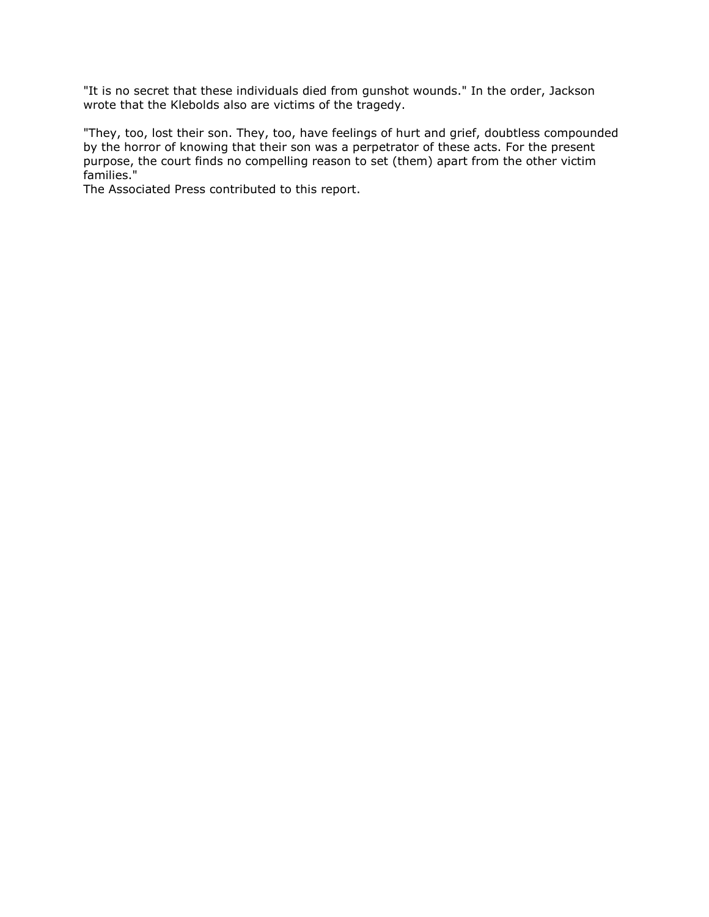"It is no secret that these individuals died from gunshot wounds." In the order, Jackson wrote that the Klebolds also are victims of the tragedy.

"They, too, lost their son. They, too, have feelings of hurt and grief, doubtless compounded by the horror of knowing that their son was a perpetrator of these acts. For the present purpose, the court finds no compelling reason to set (them) apart from the other victim families."

The Associated Press contributed to this report.